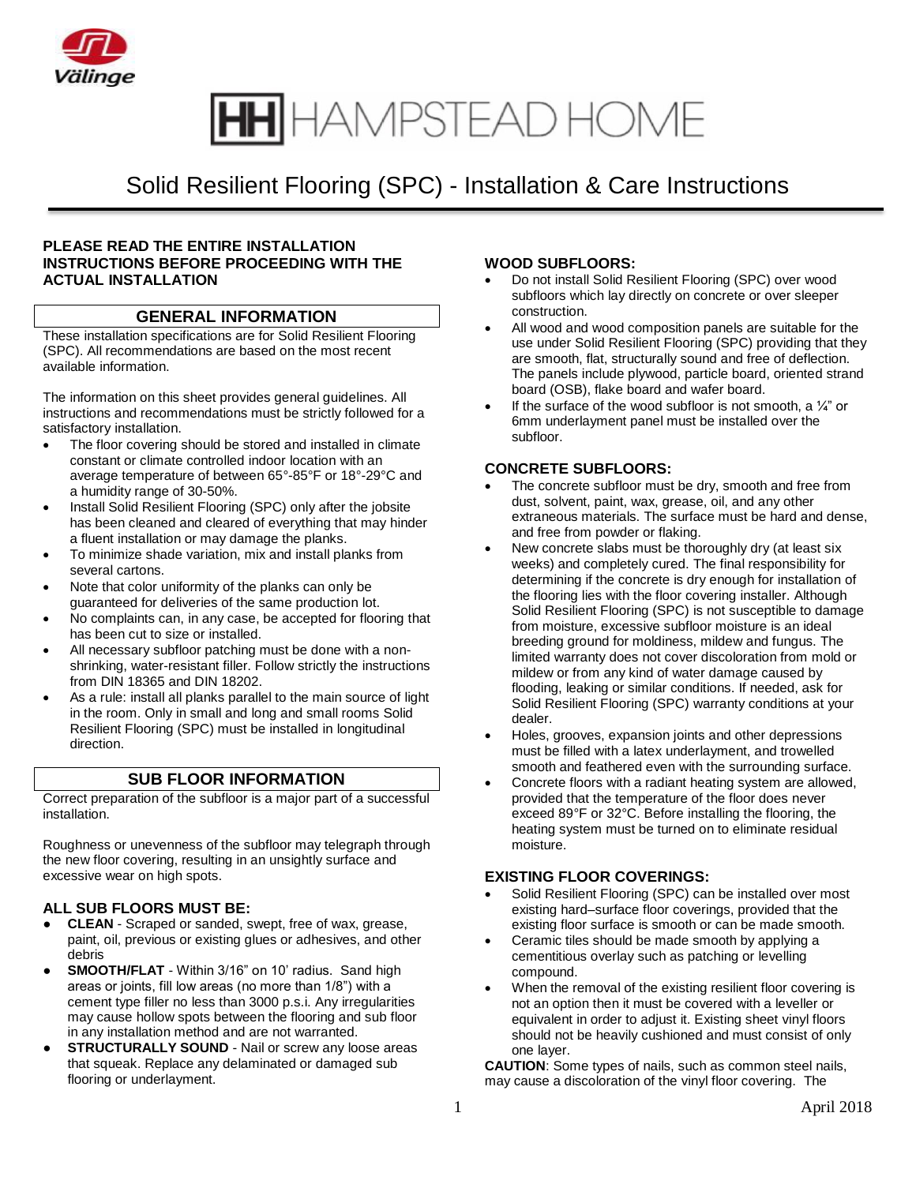# HAMPSTEAD HOME

## Solid Resilient Flooring (SPC) - Installation & Care Instructions

**PLEASE READ THE ENTIRE INSTALLATION INSTRUCTIONS BEFORE PROCEEDING WITH THE ACTUAL INSTALLATION**

### GENERAL INFORMATION

These installation specifications are for Solid Resilient Flooring (SPC). All recommendations are based on the most recent available information.

The information on this sheet provides general guidelines. All instructions and recommendations must be strictly followed for a satisfactory installation.

- The floor covering should be stored and installed in climate constant or climate controlled indoor location with an average temperature of between 65°-85°F or 18°-29°C and a humidity range of 30-50%.
- Install Solid Resilient Flooring (SPC) only after the jobsite has been cleaned and cleared of everything that may hinder a fluent installation or may damage the planks.
- To minimize shade variation, mix and install planks from several cartons.
- Note that color uniformity of the planks can only be guaranteed for deliveries of the same production lot.
- No complaints can, in any case, be accepted for flooring that has been cut to size or installed.
- All necessary subfloor patching must be done with a non-shrinking, water-resistant filler. Follow strictly the instructions from DIN 18365 and DIN 18202.
- As a rule: install all planks parallel to the main source of light in the room. Only in small and long and small rooms Solid Resilient Flooring (SPC) must be installed in longitudinal direction.

### SUB FLOOR INFORMATION

Correct preparation of the subfloor is a major part of a successful installation.

Roughness or unevenness of the subfloor may telegraph through the new floor covering, resulting in an unsightly surface and excessive wear on high spots.

#### ALL SUB FLOORS MUST BE:

- **CLEAN** - Scraped or sanded, swept, free of wax, grease, paint, oil, previous or existing glues or adhesives, and other debris
- **SMOOTH/FLAT** - Within 3/16" on 10' radius. Sand high areas or joints, fill low areas (no more than 1/8") with a cement type filler no less than 3000 p.s.i. Any irregularities may cause hollow spots between the flooring and sub floor in any installation method and are not warranted.
- **STRUCTURALLY SOUND** - Nail or screw any loose areas that squeak. Replace any delaminated or damaged sub flooring or underlayment.

#### WOOD SUBFLOORS:

- Do not install Solid Resilient Flooring (SPC) over wood subfloors which lay directly on concrete or over sleeper construction.
- All wood and wood composition panels are suitable for the use under Solid Resilient Flooring (SPC) providing that they are smooth, flat, structurally sound and free of deflection. The panels include plywood, particle board, oriented strand board (OSB), flake board and wafer board.
- If the surface of the wood subfloor is not smooth, a ¼" or 6mm underlayment panel must be installed over the subfloor.

#### CONCRETE SUBFLOORS:

- The concrete subfloor must be dry, smooth and free from dust, solvent, paint, wax, grease, oil, and any other extraneous materials. The surface must be hard and dense, and free from powder or flaking.
- New concrete slabs must be thoroughly dry (at least six weeks) and completely cured. The final responsibility for determining if the concrete is dry enough for installation of the flooring lies with the floor covering installer. Although Solid Resilient Flooring (SPC) is not susceptible to damage from moisture, excessive subfloor moisture is an ideal breeding ground for moldiness, mildew and fungus. The limited warranty does not cover discoloration from mold or mildew or from any kind of water damage caused by flooding, leaking or similar conditions. If needed, ask for Solid Resilient Flooring (SPC) warranty conditions at your dealer.
- Holes, grooves, expansion joints and other depressions must be filled with a latex underlayment, and trowelled smooth and feathered even with the surrounding surface.
- Concrete floors with a radiant heating system are allowed, provided that the temperature of the floor does never exceed 89°F or 32°C. Before installing the flooring, the heating system must be turned on to eliminate residual moisture.

#### EXISTING FLOOR COVERINGS:

- Solid Resilient Flooring (SPC) can be installed over most existing hard–surface floor coverings, provided that the existing floor surface is smooth or can be made smooth.
- Ceramic tiles should be made smooth by applying a cementitious overlay such as patching or levelling compound.
- When the removal of the existing resilient floor covering is not an option then it must be covered with a leveller or equivalent in order to adjust it. Existing sheet vinyl floors should not be heavily cushioned and must consist of only one layer.

**CAUTION**: Some types of nails, such as common steel nails, may cause a discoloration of the vinyl floor covering. The

April 2018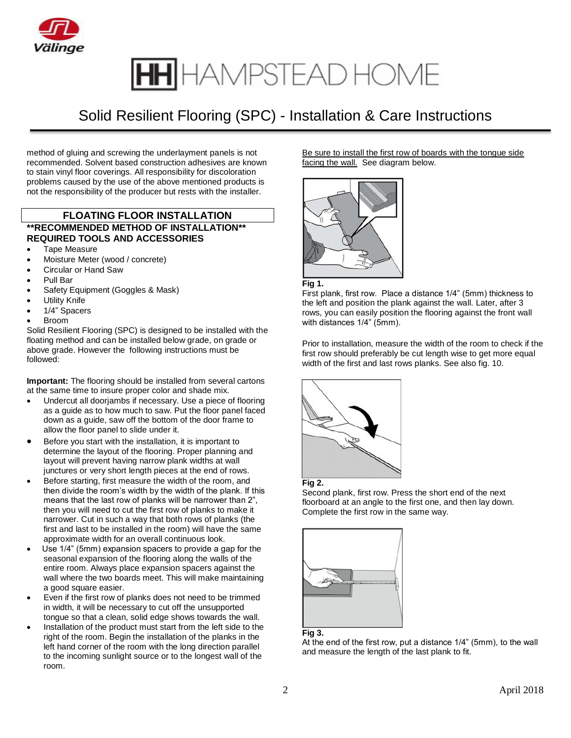method of gluing and screwing the underlayment panels is not recommended. Solvent based construction adhesives are known to stain vinyl floor coverings. All responsibility for discoloration problems caused by the use of the above mentioned products is not the responsibility of the producer but rests with the installer.

## FLOATING FLOOR INSTALLATION

**\*\*RECOMMENDED METHOD OF INSTALLATION\*\***

**REQUIRED TOOLS AND ACCESSORIES**

- Tape Measure
- Moisture Meter (wood / concrete)
- Circular or Hand Saw
- Pull Bar
- Safety Equipment (Goggles & Mask)
- Utility Knife
- 1/4" Spacers
- Broom

Solid Resilient Flooring (SPC) is designed to be installed with the floating method and can be installed below grade, on grade or above grade. However the following instructions must be followed:

**Important:** The flooring should be installed from several cartons at the same time to insure proper color and shade mix.

- Undercut all doorjambs if necessary. Use a piece of flooring as a guide as to how much to saw. Put the floor panel faced down as a guide, saw off the bottom of the door frame to allow the floor panel to slide under it.
- Before you start with the installation, it is important to determine the layout of the flooring. Proper planning and layout will prevent having narrow plank widths at wall junctures or very short length pieces at the end of rows.
- Before starting, first measure the width of the room, and then divide the room's width by the width of the plank. If this means that the last row of planks will be narrower than 2", then you will need to cut the first row of planks to make it narrower. Cut in such a way that both rows of planks (the first and last to be installed in the room) will have the same approximate width for an overall continuous look.
- Use 1/4" (5mm) expansion spacers to provide a gap for the seasonal expansion of the flooring along the walls of the entire room. Always place expansion spacers against the wall where the two boards meet. This will make maintaining a good square easier.
- Even if the first row of planks does not need to be trimmed in width, it will be necessary to cut off the unsupported tongue so that a clean, solid edge shows towards the wall.
- Installation of the product must start from the left side to the right of the room. Begin the installation of the planks in the left hand corner of the room with the long direction parallel to the incoming sunlight source or to the longest wall of the room.

Be sure to install the first row of boards with the tongue side facing the wall. See diagram below.

**Fig 1.**
First plank, first row. Place a distance 1/4" (5mm) thickness to the left and position the plank against the wall. Later, after 3 rows, you can easily position the flooring against the front wall with distances 1/4" (5mm).

Prior to installation, measure the width of the room to check if the first row should preferably be cut length wise to get more equal width of the first and last rows planks. See also fig. 10.

**Fig 2.**
Second plank, first row. Press the short end of the next floorboard at an angle to the first one, and then lay down. Complete the first row in the same way.

**Fig 3.**
At the end of the first row, put a distance 1/4" (5mm), to the wall and measure the length of the last plank to fit.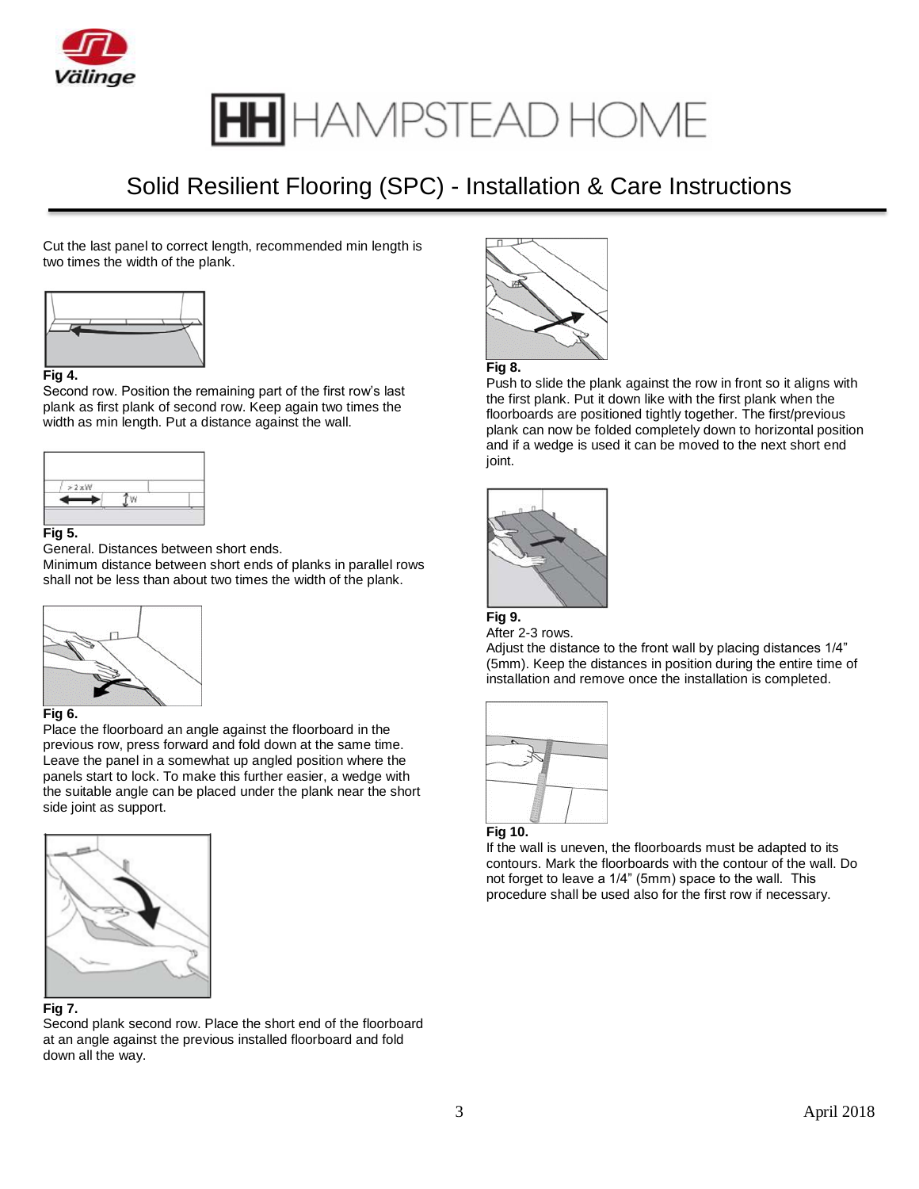# Solid Resilient Flooring (SPC) - Installation & Care Instructions

Cut the last panel to correct length, recommended min length is two times the width of the plank.

**Fig 4.**
Second row. Position the remaining part of the first row's last plank as first plank of second row. Keep again two times the width as min length. Put a distance against the wall.

**Fig 5.**
General. Distances between short ends.
Minimum distance between short ends of planks in parallel rows shall not be less than about two times the width of the plank.

**Fig 6.**
Place the floorboard an angle against the floorboard in the previous row, press forward and fold down at the same time. Leave the panel in a somewhat up angled position where the panels start to lock. To make this further easier, a wedge with the suitable angle can be placed under the plank near the short side joint as support.

**Fig 7.**
Second plank second row. Place the short end of the floorboard at an angle against the previous installed floorboard and fold down all the way.

**Fig 8.**
Push to slide the plank against the row in front so it aligns with the first plank. Put it down like with the first plank when the floorboards are positioned tightly together. The first/previous plank can now be folded completely down to horizontal position and if a wedge is used it can be moved to the next short end joint.

**Fig 9.**
After 2-3 rows.
Adjust the distance to the front wall by placing distances 1/4" (5mm). Keep the distances in position during the entire time of installation and remove once the installation is completed.

**Fig 10.**
If the wall is uneven, the floorboards must be adapted to its contours. Mark the floorboards with the contour of the wall. Do not forget to leave a 1/4" (5mm) space to the wall. This procedure shall be used also for the first row if necessary.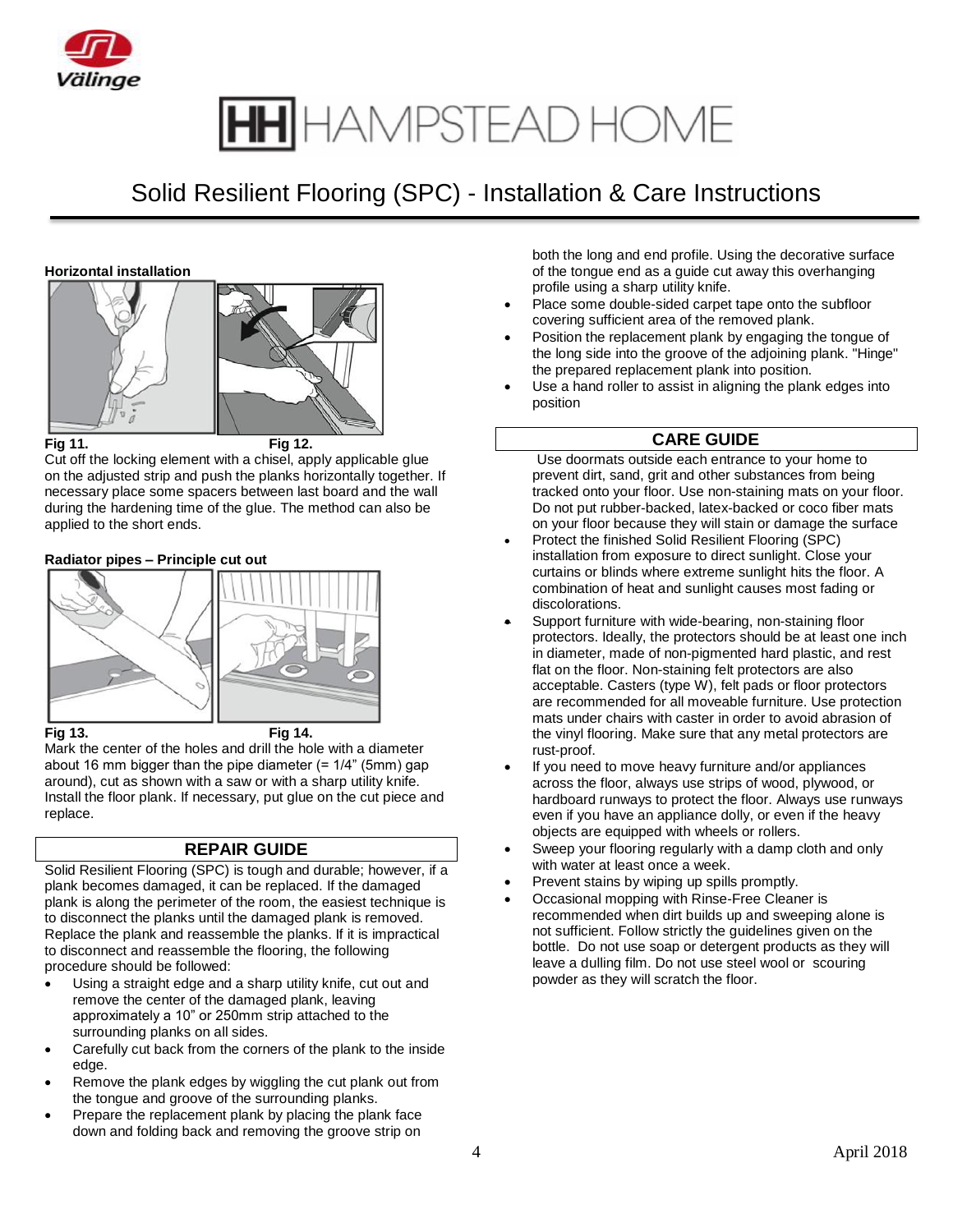# Solid Resilient Flooring (SPC) - Installation & Care Instructions

**Horizontal installation**

**Fig 11.** **Fig 12.**

Cut off the locking element with a chisel, apply applicable glue on the adjusted strip and push the planks horizontally together. If necessary place some spacers between last board and the wall during the hardening time of the glue. The method can also be applied to the short ends.

**Radiator pipes – Principle cut out**

**Fig 13.** **Fig 14.**

Mark the center of the holes and drill the hole with a diameter about 16 mm bigger than the pipe diameter (= 1/4" (5mm) gap around), cut as shown with a saw or with a sharp utility knife. Install the floor plank. If necessary, put glue on the cut piece and replace.

## REPAIR GUIDE

Solid Resilient Flooring (SPC) is tough and durable; however, if a plank becomes damaged, it can be replaced. If the damaged plank is along the perimeter of the room, the easiest technique is to disconnect the planks until the damaged plank is removed. Replace the plank and reassemble the planks. If it is impractical to disconnect and reassemble the flooring, the following procedure should be followed:

- Using a straight edge and a sharp utility knife, cut out and remove the center of the damaged plank, leaving approximately a 10" or 250mm strip attached to the surrounding planks on all sides.
- Carefully cut back from the corners of the plank to the inside edge.
- Remove the plank edges by wiggling the cut plank out from the tongue and groove of the surrounding planks.
- Prepare the replacement plank by placing the plank face down and folding back and removing the groove strip on both the long and end profile. Using the decorative surface of the tongue end as a guide cut away this overhanging profile using a sharp utility knife.
- Place some double-sided carpet tape onto the subfloor covering sufficient area of the removed plank.
- Position the replacement plank by engaging the tongue of the long side into the groove of the adjoining plank. "Hinge" the prepared replacement plank into position.
- Use a hand roller to assist in aligning the plank edges into position

## CARE GUIDE

- Use doormats outside each entrance to your home to prevent dirt, sand, grit and other substances from being tracked onto your floor. Use non-staining mats on your floor. Do not put rubber-backed, latex-backed or coco fiber mats on your floor because they will stain or damage the surface
- Protect the finished Solid Resilient Flooring (SPC) installation from exposure to direct sunlight. Close your curtains or blinds where extreme sunlight hits the floor. A combination of heat and sunlight causes most fading or discolorations.
- Support furniture with wide-bearing, non-staining floor protectors. Ideally, the protectors should be at least one inch in diameter, made of non-pigmented hard plastic, and rest flat on the floor. Non-staining felt protectors are also acceptable. Casters (type W), felt pads or floor protectors are recommended for all moveable furniture. Use protection mats under chairs with caster in order to avoid abrasion of the vinyl flooring. Make sure that any metal protectors are rust-proof.
- If you need to move heavy furniture and/or appliances across the floor, always use strips of wood, plywood, or hardboard runways to protect the floor. Always use runways even if you have an appliance dolly, or even if the heavy objects are equipped with wheels or rollers.
- Sweep your flooring regularly with a damp cloth and only with water at least once a week.
- Prevent stains by wiping up spills promptly.
- Occasional mopping with Rinse-Free Cleaner is recommended when dirt builds up and sweeping alone is not sufficient. Follow strictly the guidelines given on the bottle. Do not use soap or detergent products as they will leave a dulling film. Do not use steel wool or scouring powder as they will scratch the floor.

April 2018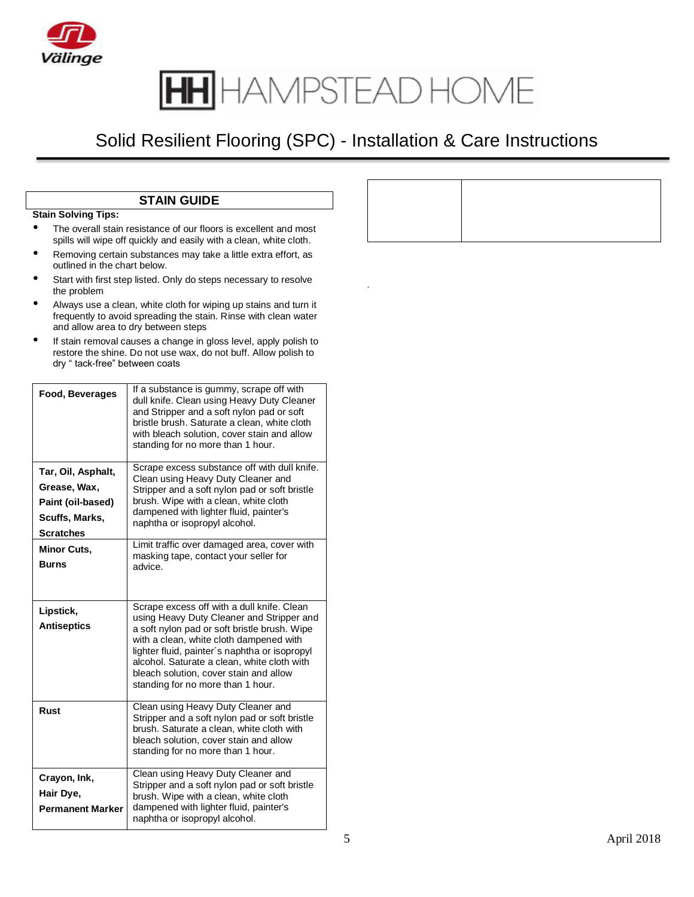# Solid Resilient Flooring (SPC) - Installation & Care Instructions

## STAIN GUIDE

**Stain Solving Tips:**

- The overall stain resistance of our floors is excellent and most spills will wipe off quickly and easily with a clean, white cloth.
- Removing certain substances may take a little extra effort, as outlined in the chart below.
- Start with first step listed. Only do steps necessary to resolve the problem
- Always use a clean, white cloth for wiping up stains and turn it frequently to avoid spreading the stain. Rinse with clean water and allow area to dry between steps
- If stain removal causes a change in gloss level, apply polish to restore the shine. Do not use wax, do not buff. Allow polish to dry " tack-free" between coats

| | |
|---|---|
| **Food, Beverages** | If a substance is gummy, scrape off with dull knife. Clean using Heavy Duty Cleaner and Stripper and a soft nylon pad or soft bristle brush. Saturate a clean, white cloth with bleach solution, cover stain and allow standing for no more than 1 hour. |
| **Tar, Oil, Asphalt, Grease, Wax, Paint (oil-based) Scuffs, Marks, Scratches** | Scrape excess substance off with dull knife. Clean using Heavy Duty Cleaner and Stripper and a soft nylon pad or soft bristle brush. Wipe with a clean, white cloth dampened with lighter fluid, painter's naphtha or isopropyl alcohol. |
| **Minor Cuts, Burns** | Limit traffic over damaged area, cover with masking tape, contact your seller for advice. |
| **Lipstick, Antiseptics** | Scrape excess off with a dull knife. Clean using Heavy Duty Cleaner and Stripper and a soft nylon pad or soft bristle brush. Wipe with a clean, white cloth dampened with lighter fluid, painter´s naphtha or isopropyl alcohol. Saturate a clean, white cloth with bleach solution, cover stain and allow standing for no more than 1 hour. |
| **Rust** | Clean using Heavy Duty Cleaner and Stripper and a soft nylon pad or soft bristle brush. Saturate a clean, white cloth with bleach solution, cover stain and allow standing for no more than 1 hour. |
| **Crayon, Ink, Hair Dye, Permanent Marker** | Clean using Heavy Duty Cleaner and Stripper and a soft nylon pad or soft bristle brush. Wipe with a clean, white cloth dampened with lighter fluid, painter's naphtha or isopropyl alcohol. |

April 2018